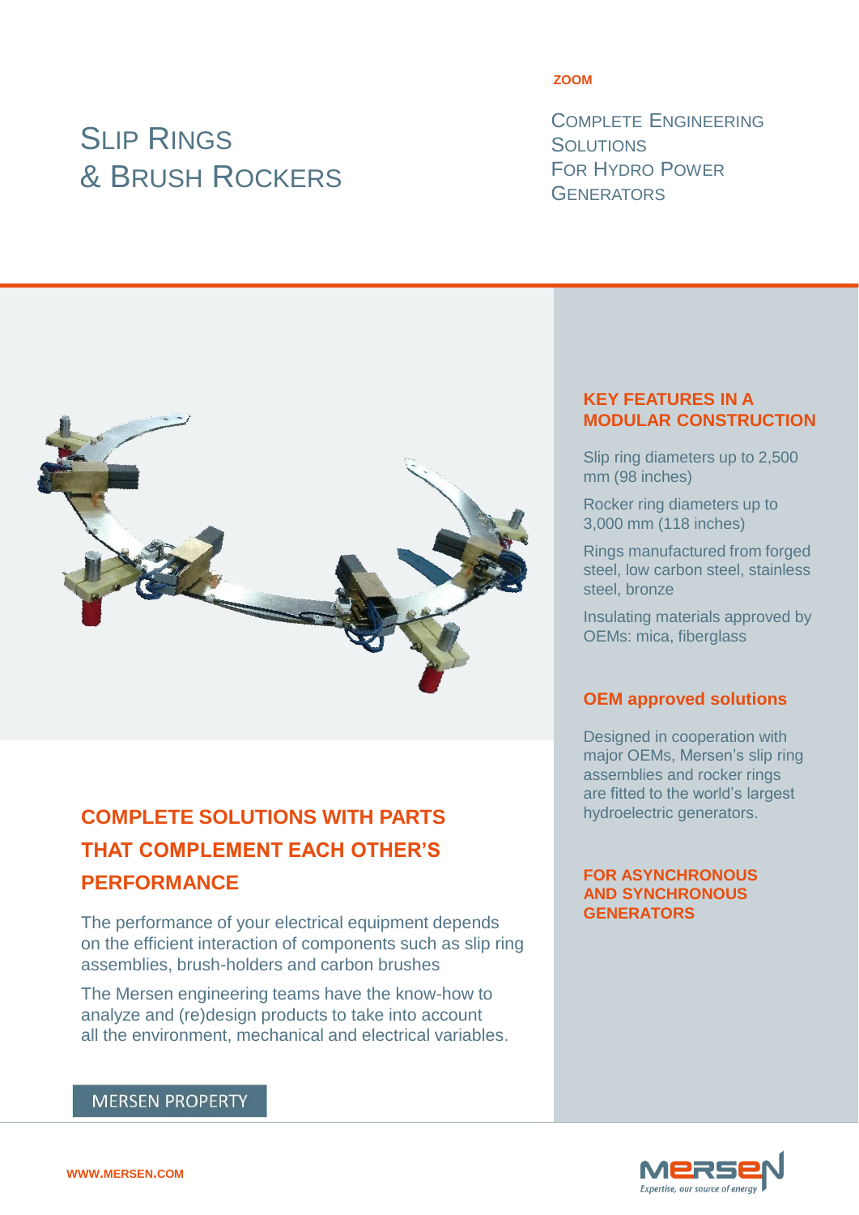# Slip Rings & Brush Rockers

ZOOM

## Complete Engineering Solutions For Hydro Power Generators

## COMPLETE SOLUTIONS WITH PARTS THAT COMPLEMENT EACH OTHER'S PERFORMANCE

The performance of your electrical equipment depends on the efficient interaction of components such as slip ring assemblies, brush-holders and carbon brushes

The Mersen engineering teams have the know-how to analyze and (re)design products to take into account all the environment, mechanical and electrical variables.

MERSEN PROPERTY

## KEY FEATURES IN A MODULAR CONSTRUCTION

Slip ring diameters up to 2,500 mm (98 inches)

Rocker ring diameters up to 3,000 mm (118 inches)

Rings manufactured from forged steel, low carbon steel, stainless steel, bronze

Insulating materials approved by OEMs: mica, fiberglass

## OEM approved solutions

Designed in cooperation with major OEMs, Mersen's slip ring assemblies and rocker rings are fitted to the world's largest hydroelectric generators.

## FOR ASYNCHRONOUS AND SYNCHRONOUS GENERATORS

WWW.MERSEN.COM

MERSEN
Expertise, our source of energy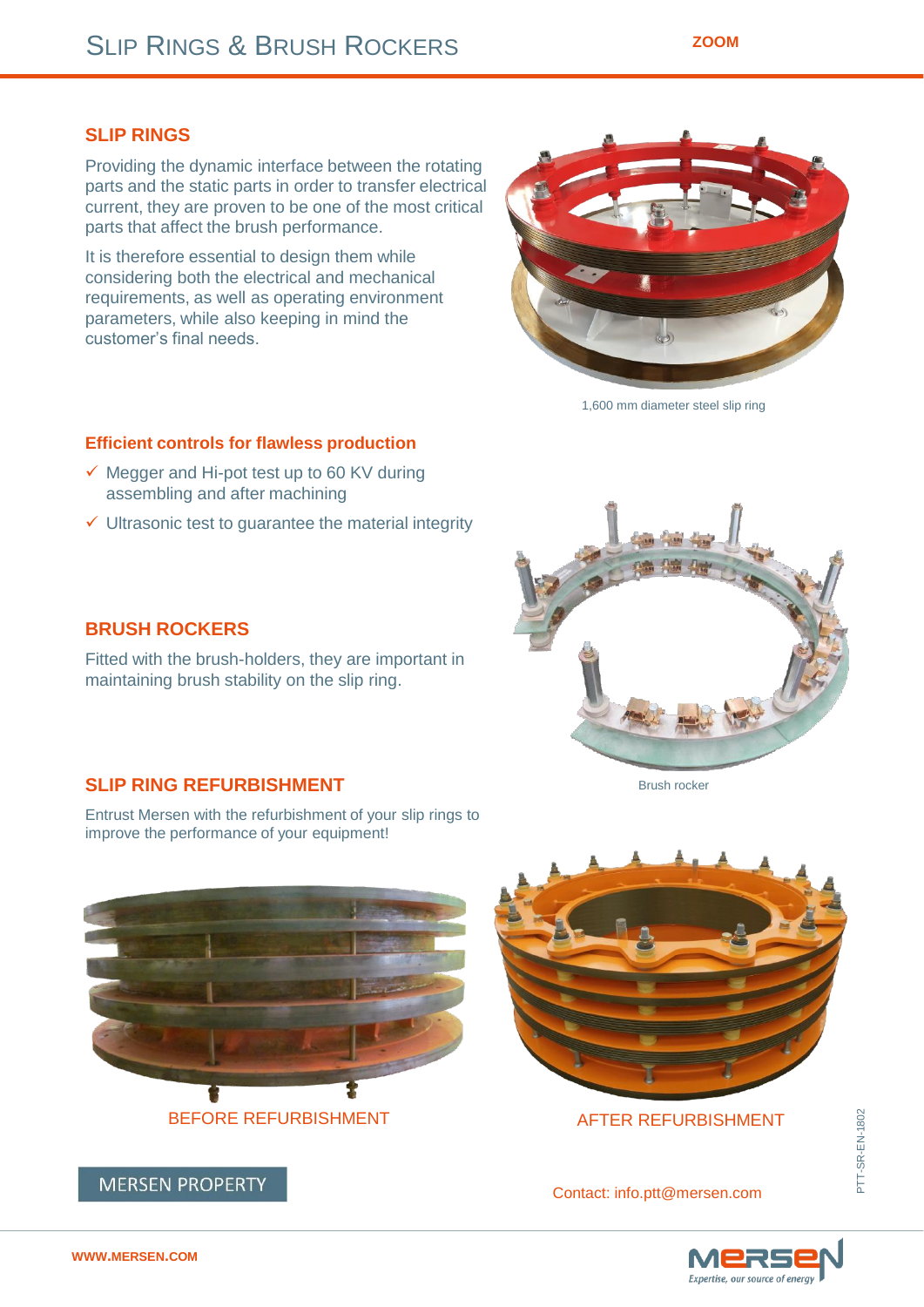# Slip Rings & Brush Rockers

ZOOM

## SLIP RINGS

Providing the dynamic interface between the rotating parts and the static parts in order to transfer electrical current, they are proven to be one of the most critical parts that affect the brush performance.

It is therefore essential to design them while considering both the electrical and mechanical requirements, as well as operating environment parameters, while also keeping in mind the customer's final needs.

1,600 mm diameter steel slip ring

### Efficient controls for flawless production

- ✓ Megger and Hi-pot test up to 60 KV during assembling and after machining
- ✓ Ultrasonic test to guarantee the material integrity

## BRUSH ROCKERS

Fitted with the brush-holders, they are important in maintaining brush stability on the slip ring.

Brush rocker

## SLIP RING REFURBISHMENT

Entrust Mersen with the refurbishment of your slip rings to improve the performance of your equipment!

BEFORE REFURBISHMENT

AFTER REFURBISHMENT

MERSEN PROPERTY

Contact: info.ptt@mersen.com

PTT-SR-EN-1802

WWW.MERSEN.COM

MERSEN Expertise, our source of energy